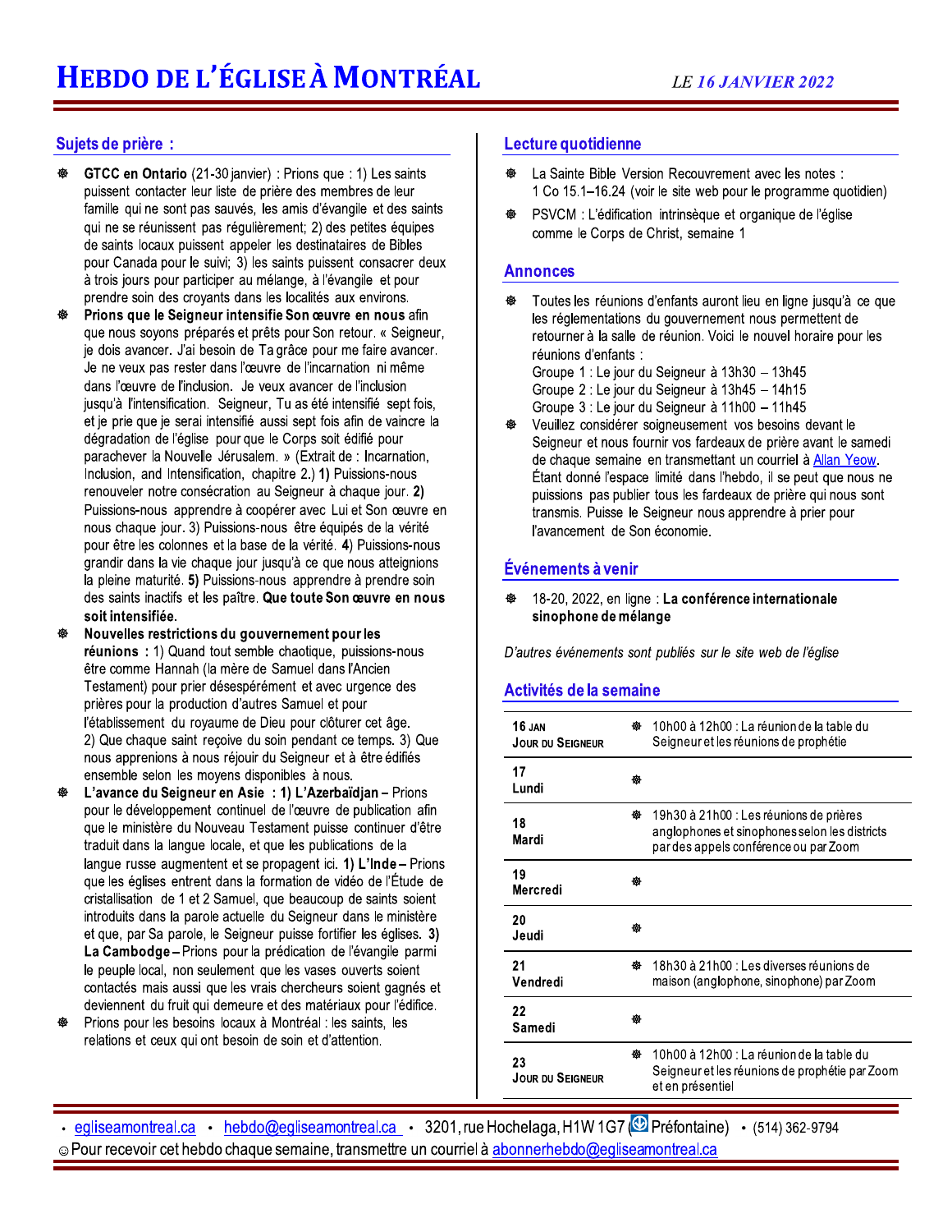# HEBDO DE L'ÉGLISE À MONTRÉAL

*LE 16 JANVIER 2022*

## Sujets de prière :

- **GTCC en Ontario** (21-30 janvier) : Prions que : 1) Les saints puissent contacter leur liste de prière des membres de leur famille qui ne sont pas sauvés, les amis d'évangile et des saints qui ne se réunissent pas régulièrement; 2) des petites équipes de saints locaux puissent appeler les destinataires de Bibles pour Canada pour le suivi; 3) les saints puissent consacrer deux à trois jours pour participer au mélange, à l'évangile et pour prendre soin des croyants dans les localités aux environs.
- **Prions que le Seigneur intensifie Son œuvre en nous** afin que nous soyons préparés et prêts pour Son retour. « Seigneur, je dois avancer. J'ai besoin de Ta grâce pour me faire avancer. Je ne veux pas rester dans l'œuvre de l'incarnation ni même dans l'œuvre de l'inclusion. Je veux avancer de l'inclusion jusqu'à l'intensification. Seigneur, Tu as été intensifié sept fois, et je prie que je serai intensifié aussi sept fois afin de vaincre la dégradation de l'église pour que le Corps soit édifié pour parachever la Nouvelle Jérusalem. » (Extrait de : Incarnation, Inclusion, and Intensification, chapitre 2.) **1)** Puissions-nous renouveler notre consécration au Seigneur à chaque jour. **2)** Puissions-nous apprendre à coopérer avec Lui et Son œuvre en nous chaque jour. 3) Puissions-nous être équipés de la vérité pour être les colonnes et la base de la vérité. **4)** Puissions-nous grandir dans la vie chaque jour jusqu'à ce que nous atteignions la pleine maturité. **5)** Puissions-nous apprendre à prendre soin des saints inactifs et les paître. **Que toute Son œuvre en nous soit intensifiée.**
- **Nouvelles restrictions du gouvernement pour les réunions :** 1) Quand tout semble chaotique, puissions-nous être comme Hannah (la mère de Samuel dans l'Ancien Testament) pour prier désespérément et avec urgence des prières pour la production d'autres Samuel et pour l'établissement du royaume de Dieu pour clôturer cet âge. 2) Que chaque saint reçoive du soin pendant ce temps. 3) Que nous apprenions à nous réjouir du Seigneur et à être édifiés ensemble selon les moyens disponibles à nous.
- **L'avance du Seigneur en Asie : 1) L'Azerbaïdjan –** Prions pour le développement continuel de l'œuvre de publication afin que le ministère du Nouveau Testament puisse continuer d'être traduit dans la langue locale, et que les publications de la langue russe augmentent et se propagent ici. **1) L'Inde –** Prions que les églises entrent dans la formation de vidéo de l'Étude de cristallisation de 1 et 2 Samuel, que beaucoup de saints soient introduits dans la parole actuelle du Seigneur dans le ministère et que, par Sa parole, le Seigneur puisse fortifier les églises. **3) La Cambodge –** Prions pour la prédication de l'évangile parmi le peuple local, non seulement que les vases ouverts soient contactés mais aussi que les vrais chercheurs soient gagnés et deviennent du fruit qui demeure et des matériaux pour l'édifice.
- Prions pour les besoins locaux à Montréal : les saints, les relations et ceux qui ont besoin de soin et d'attention.

## Lecture quotidienne

- La Sainte Bible Version Recouvrement avec les notes : 1 Co 15.1–16.24 (voir le site web pour le programme quotidien)
- PSVCM : L'édification intrinsèque et organique de l'église comme le Corps de Christ, semaine 1

## Annonces

- Toutes les réunions d'enfants auront lieu en ligne jusqu'à ce que les réglementations du gouvernement nous permettent de retourner à la salle de réunion. Voici le nouvel horaire pour les réunions d'enfants :
  Groupe 1 : Le jour du Seigneur à 13h30 – 13h45
  Groupe 2 : Le jour du Seigneur à 13h45 – 14h15
  Groupe 3 : Le jour du Seigneur à 11h00 – 11h45
- Veuillez considérer soigneusement vos besoins devant le Seigneur et nous fournir vos fardeaux de prière avant le samedi de chaque semaine en transmettant un courriel à Allan Yeow. Étant donné l'espace limité dans l'hebdo, il se peut que nous ne puissions pas publier tous les fardeaux de prière qui nous sont transmis. Puisse le Seigneur nous apprendre à prier pour l'avancement de Son économie.

## Événements à venir

- 18-20, 2022, en ligne : **La conférence internationale sinophone de mélange**

*D'autres événements sont publiés sur le site web de l'église*

## Activités de la semaine

| Jour | Activités |
|---|---|
| **16 JAN JOUR DU SEIGNEUR** | 10h00 à 12h00 : La réunion de la table du Seigneur et les réunions de prophétie |
| **17 Lundi** | |
| **18 Mardi** | 19h30 à 21h00 : Les réunions de prières anglophones et sinophones selon les districts par des appels conférence ou par Zoom |
| **19 Mercredi** | |
| **20 Jeudi** | |
| **21 Vendredi** | 18h30 à 21h00 : Les diverses réunions de maison (anglophone, sinophone) par Zoom |
| **22 Samedi** | |
| **23 JOUR DU SEIGNEUR** | 10h00 à 12h00 : La réunion de la table du Seigneur et les réunions de prophétie par Zoom et en présentiel |

• egliseamontreal.ca • hebdo@egliseamontreal.ca • 3201, rue Hochelaga, H1W 1G7 (Préfontaine) • (514) 362-9794

☺ Pour recevoir cet hebdo chaque semaine, transmettre un courriel à abonnerhebdo@egliseamontreal.ca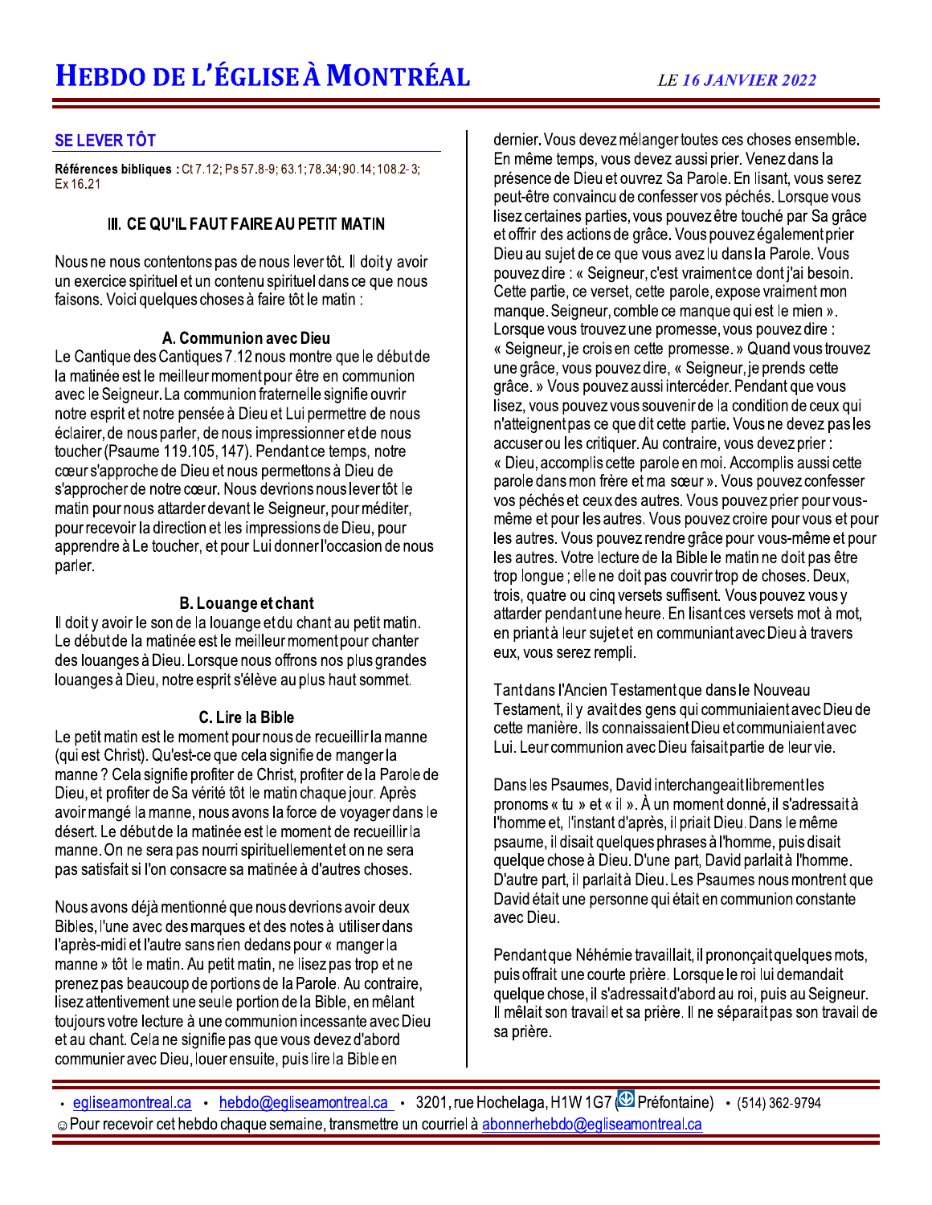# HEBDO DE L'ÉGLISE À MONTRÉAL

*LE 16 JANVIER 2022*

## SE LEVER TÔT

**Références bibliques :** Ct 7.12; Ps 57.8-9; 63.1; 78.34; 90.14; 108.2-3; Ex 16.21

### III. CE QU'IL FAUT FAIRE AU PETIT MATIN

Nous ne nous contentons pas de nous lever tôt. Il doit y avoir un exercice spirituel et un contenu spirituel dans ce que nous faisons. Voici quelques choses à faire tôt le matin :

#### A. Communion avec Dieu

Le Cantique des Cantiques 7.12 nous montre que le début de la matinée est le meilleur moment pour être en communion avec le Seigneur. La communion fraternelle signifie ouvrir notre esprit et notre pensée à Dieu et Lui permettre de nous éclairer, de nous parler, de nous impressionner et de nous toucher (Psaume 119.105, 147). Pendant ce temps, notre cœur s'approche de Dieu et nous permettons à Dieu de s'approcher de notre cœur. Nous devrions nous lever tôt le matin pour nous attarder devant le Seigneur, pour méditer, pour recevoir la direction et les impressions de Dieu, pour apprendre à Le toucher, et pour Lui donner l'occasion de nous parler.

#### B. Louange et chant

Il doit y avoir le son de la louange et du chant au petit matin. Le début de la matinée est le meilleur moment pour chanter des louanges à Dieu. Lorsque nous offrons nos plus grandes louanges à Dieu, notre esprit s'élève au plus haut sommet.

#### C. Lire la Bible

Le petit matin est le moment pour nous de recueillir la manne (qui est Christ). Qu'est-ce que cela signifie de manger la manne ? Cela signifie profiter de Christ, profiter de la Parole de Dieu, et profiter de Sa vérité tôt le matin chaque jour. Après avoir mangé la manne, nous avons la force de voyager dans le désert. Le début de la matinée est le moment de recueillir la manne. On ne sera pas nourri spirituellement et on ne sera pas satisfait si l'on consacre sa matinée à d'autres choses.

Nous avons déjà mentionné que nous devrions avoir deux Bibles, l'une avec des marques et des notes à utiliser dans l'après-midi et l'autre sans rien dedans pour « manger la manne » tôt le matin. Au petit matin, ne lisez pas trop et ne prenez pas beaucoup de portions de la Parole. Au contraire, lisez attentivement une seule portion de la Bible, en mêlant toujours votre lecture à une communion incessante avec Dieu et au chant. Cela ne signifie pas que vous devez d'abord communier avec Dieu, louer ensuite, puis lire la Bible en dernier. Vous devez mélanger toutes ces choses ensemble. En même temps, vous devez aussi prier. Venez dans la présence de Dieu et ouvrez Sa Parole. En lisant, vous serez peut-être convaincu de confesser vos péchés. Lorsque vous lisez certaines parties, vous pouvez être touché par Sa grâce et offrir des actions de grâce. Vous pouvez également prier Dieu au sujet de ce que vous avez lu dans la Parole. Vous pouvez dire : « Seigneur, c'est vraiment ce dont j'ai besoin. Cette partie, ce verset, cette parole, expose vraiment mon manque. Seigneur, comble ce manque qui est le mien ». Lorsque vous trouvez une promesse, vous pouvez dire : « Seigneur, je crois en cette promesse. » Quand vous trouvez une grâce, vous pouvez dire, « Seigneur, je prends cette grâce. » Vous pouvez aussi intercéder. Pendant que vous lisez, vous pouvez vous souvenir de la condition de ceux qui n'atteignent pas ce que dit cette partie. Vous ne devez pas les accuser ou les critiquer. Au contraire, vous devez prier : « Dieu, accomplis cette parole en moi. Accomplis aussi cette parole dans mon frère et ma sœur ». Vous pouvez confesser vos péchés et ceux des autres. Vous pouvez prier pour vous-même et pour les autres. Vous pouvez croire pour vous et pour les autres. Vous pouvez rendre grâce pour vous-même et pour les autres. Votre lecture de la Bible le matin ne doit pas être trop longue ; elle ne doit pas couvrir trop de choses. Deux, trois, quatre ou cinq versets suffisent. Vous pouvez vous y attarder pendant une heure. En lisant ces versets mot à mot, en priant à leur sujet et en communiant avec Dieu à travers eux, vous serez rempli.

Tant dans l'Ancien Testament que dans le Nouveau Testament, il y avait des gens qui communiaient avec Dieu de cette manière. Ils connaissaient Dieu et communiaient avec Lui. Leur communion avec Dieu faisait partie de leur vie.

Dans les Psaumes, David interchangeait librement les pronoms « tu » et « il ». À un moment donné, il s'adressait à l'homme et, l'instant d'après, il priait Dieu. Dans le même psaume, il disait quelques phrases à l'homme, puis disait quelque chose à Dieu. D'une part, David parlait à l'homme. D'autre part, il parlait à Dieu. Les Psaumes nous montrent que David était une personne qui était en communion constante avec Dieu.

Pendant que Néhémie travaillait, il prononçait quelques mots, puis offrait une courte prière. Lorsque le roi lui demandait quelque chose, il s'adressait d'abord au roi, puis au Seigneur. Il mêlait son travail et sa prière. Il ne séparait pas son travail de sa prière.

---

• egliseamontreal.ca • hebdo@egliseamontreal.ca • 3201, rue Hochelaga, H1W 1G7 (Préfontaine) • (514) 362-9794

☺ Pour recevoir cet hebdo chaque semaine, transmettre un courriel à abonnerhebdo@egliseamontreal.ca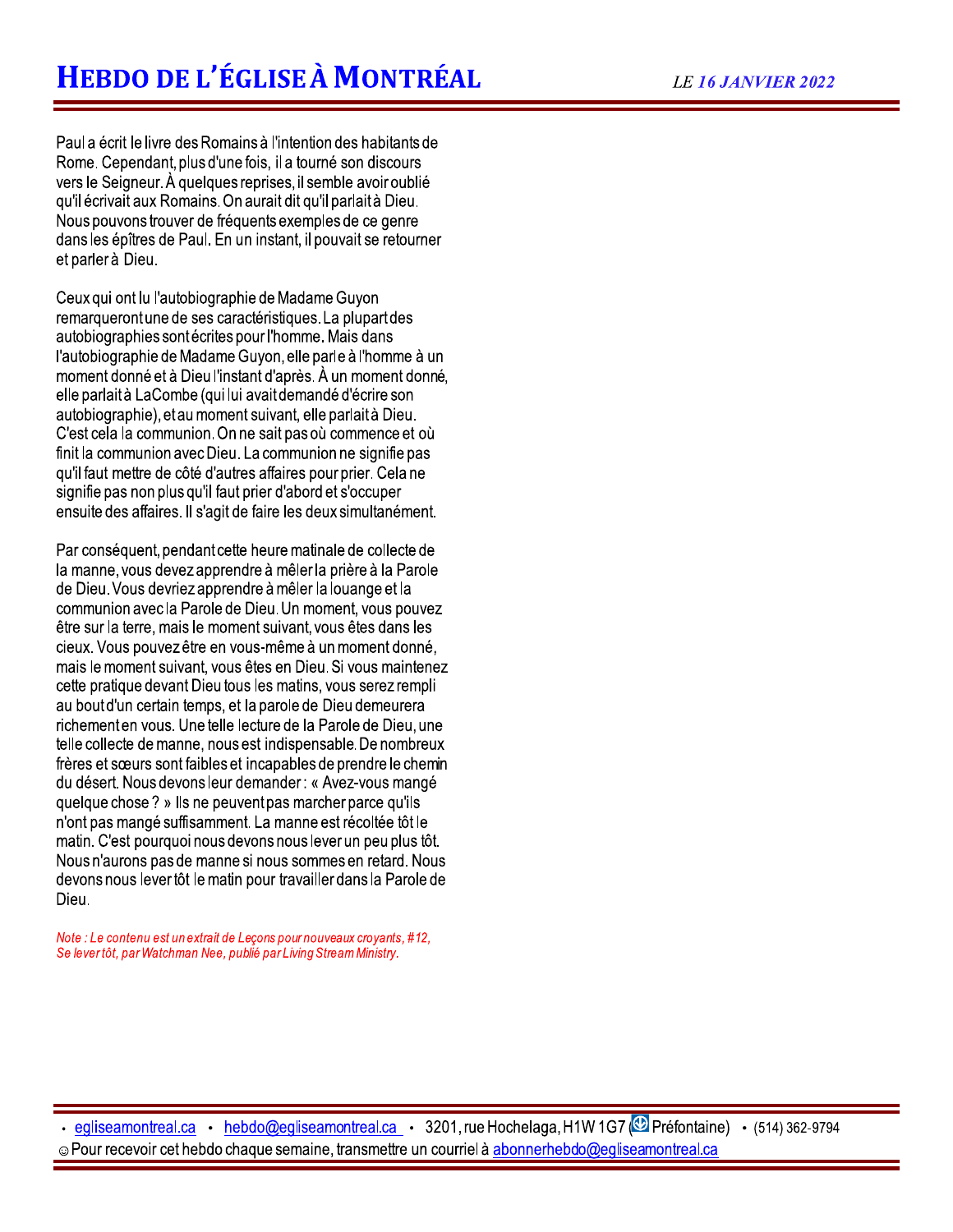Paul a écrit le livre des Romains à l'intention des habitants de Rome. Cependant, plus d'une fois, il a tourné son discours vers le Seigneur. À quelques reprises, il semble avoir oublié qu'il écrivait aux Romains. On aurait dit qu'il parlait à Dieu. Nous pouvons trouver de fréquents exemples de ce genre dans les épîtres de Paul. En un instant, il pouvait se retourner et parler à Dieu.

Ceux qui ont lu l'autobiographie de Madame Guyon remarqueront une de ses caractéristiques. La plupart des autobiographies sont écrites pour l'homme. Mais dans l'autobiographie de Madame Guyon, elle parle à l'homme à un moment donné et à Dieu l'instant d'après. À un moment donné, elle parlait à LaCombe (qui lui avait demandé d'écrire son autobiographie), et au moment suivant, elle parlait à Dieu. C'est cela la communion. On ne sait pas où commence et où finit la communion avec Dieu. La communion ne signifie pas qu'il faut mettre de côté d'autres affaires pour prier. Cela ne signifie pas non plus qu'il faut prier d'abord et s'occuper ensuite des affaires. Il s'agit de faire les deux simultanément.

Par conséquent, pendant cette heure matinale de collecte de la manne, vous devez apprendre à mêler la prière à la Parole de Dieu. Vous devriez apprendre à mêler la louange et la communion avec la Parole de Dieu. Un moment, vous pouvez être sur la terre, mais le moment suivant, vous êtes dans les cieux. Vous pouvez être en vous-même à un moment donné, mais le moment suivant, vous êtes en Dieu. Si vous maintenez cette pratique devant Dieu tous les matins, vous serez rempli au bout d'un certain temps, et la parole de Dieu demeurera richement en vous. Une telle lecture de la Parole de Dieu, une telle collecte de manne, nous est indispensable. De nombreux frères et sœurs sont faibles et incapables de prendre le chemin du désert. Nous devons leur demander : « Avez-vous mangé quelque chose ? » Ils ne peuvent pas marcher parce qu'ils n'ont pas mangé suffisamment. La manne est récoltée tôt le matin. C'est pourquoi nous devons nous lever un peu plus tôt. Nous n'aurons pas de manne si nous sommes en retard. Nous devons nous lever tôt le matin pour travailler dans la Parole de Dieu.

*Note : Le contenu est un extrait de Leçons pour nouveaux croyants, #12, Se lever tôt, par Watchman Nee, publié par Living Stream Ministry.*